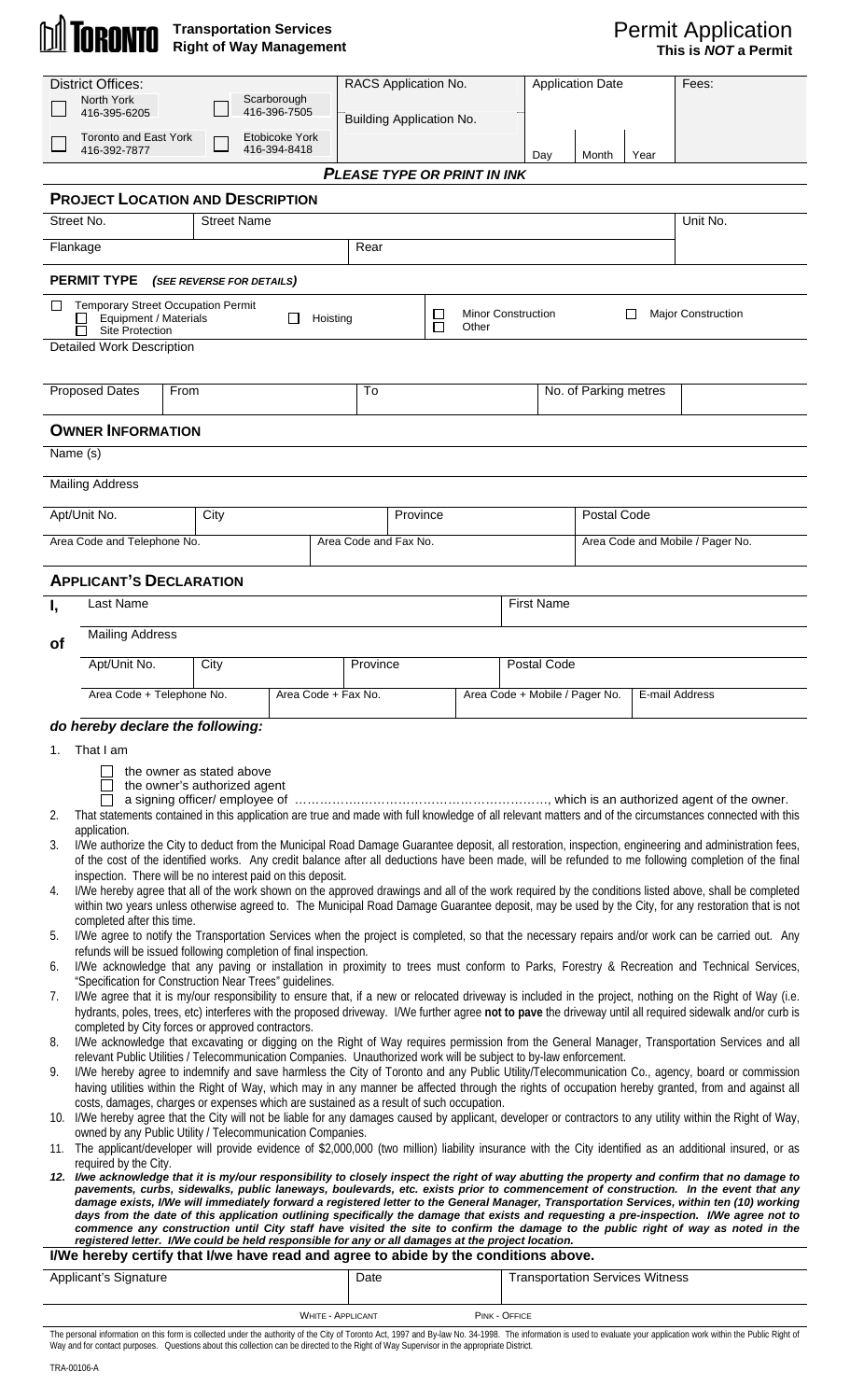**TORONTO** **Transportation Services**
**Right of Way Management**

# Permit Application
**This is *NOT* a Permit**

| District Offices: | | RACS Application No. | Application Date | Fees: |
|---|---|---|---|---|
| ☐ North York 416-395-6205 | ☐ Scarborough 416-396-7505 | Building Application No. | Day / Month / Year | |
| ☐ Toronto and East York 416-392-7877 | ☐ Etobicoke York 416-394-8418 | | | |

***PLEASE TYPE OR PRINT IN INK***

## PROJECT LOCATION AND DESCRIPTION

| Street No. | Street Name | Unit No. |
|---|---|---|
| Flankage | Rear | |

## PERMIT TYPE *(SEE REVERSE FOR DETAILS)*

☐ Temporary Street Occupation Permit
- ☐ Equipment / Materials
- ☐ Site Protection

☐ Hoisting ☐ Minor Construction ☐ Other ☐ Major Construction

Detailed Work Description

| Proposed Dates | From | To | No. of Parking metres |
|---|---|---|---|

## OWNER INFORMATION

Name (s)

Mailing Address

| Apt/Unit No. | City | Province | Postal Code |
|---|---|---|---|
| Area Code and Telephone No. | Area Code and Fax No. | | Area Code and Mobile / Pager No. |

## APPLICANT'S DECLARATION

**I,** Last Name | First Name

**of** Mailing Address

| Apt/Unit No. | City | Province | Postal Code | |
|---|---|---|---|---|
| Area Code + Telephone No. | Area Code + Fax No. | Area Code + Mobile / Pager No. | E-mail Address | |

***do hereby declare the following:***

1. That I am
   - ☐ the owner as stated above
   - ☐ the owner's authorized agent
   - ☐ a signing officer/ employee of ……………………………………………………, which is an authorized agent of the owner.
2. That statements contained in this application are true and made with full knowledge of all relevant matters and of the circumstances connected with this application.
3. I/We authorize the City to deduct from the Municipal Road Damage Guarantee deposit, all restoration, inspection, engineering and administration fees, of the cost of the identified works. Any credit balance after all deductions have been made, will be refunded to me following completion of the final inspection. There will be no interest paid on this deposit.
4. I/We hereby agree that all of the work shown on the approved drawings and all of the work required by the conditions listed above, shall be completed within two years unless otherwise agreed to. The Municipal Road Damage Guarantee deposit, may be used by the City, for any restoration that is not completed after this time.
5. I/We agree to notify the Transportation Services when the project is completed, so that the necessary repairs and/or work can be carried out. Any refunds will be issued following completion of final inspection.
6. I/We acknowledge that any paving or installation in proximity to trees must conform to Parks, Forestry & Recreation and Technical Services, "Specification for Construction Near Trees" guidelines.
7. I/We agree that it is my/our responsibility to ensure that, if a new or relocated driveway is included in the project, nothing on the Right of Way (i.e. hydrants, poles, trees, etc) interferes with the proposed driveway. I/We further agree **not to pave** the driveway until all required sidewalk and/or curb is completed by City forces or approved contractors.
8. I/We acknowledge that excavating or digging on the Right of Way requires permission from the General Manager, Transportation Services and all relevant Public Utilities / Telecommunication Companies. Unauthorized work will be subject to by-law enforcement.
9. I/We hereby agree to indemnify and save harmless the City of Toronto and any Public Utility/Telecommunication Co., agency, board or commission having utilities within the Right of Way, which may in any manner be affected through the rights of occupation hereby granted, from and against all costs, damages, charges or expenses which are sustained as a result of such occupation.
10. I/We hereby agree that the City will not be liable for any damages caused by applicant, developer or contractors to any utility within the Right of Way, owned by any Public Utility / Telecommunication Companies.
11. The applicant/developer will provide evidence of $2,000,000 (two million) liability insurance with the City identified as an additional insured, or as required by the City.
12. ***I/we acknowledge that it is my/our responsibility to closely inspect the right of way abutting the property and confirm that no damage to pavements, curbs, sidewalks, public laneways, boulevards, etc. exists prior to commencement of construction. In the event that any damage exists, I/We will immediately forward a registered letter to the General Manager, Transportation Services, within ten (10) working days from the date of this application outlining specifically the damage that exists and requesting a pre-inspection. I/We agree not to commence any construction until City staff have visited the site to confirm the damage to the public right of way as noted in the registered letter. I/We could be held responsible for any or all damages at the project location.***

**I/We hereby certify that I/we have read and agree to abide by the conditions above.**

| Applicant's Signature | Date | Transportation Services Witness |
|---|---|---|
| | | |

WHITE - APPLICANT PINK - OFFICE

The personal information on this form is collected under the authority of the City of Toronto Act, 1997 and By-law No. 34-1998. The information is used to evaluate your application work within the Public Right of Way and for contact purposes. Questions about this collection can be directed to the Right of Way Supervisor in the appropriate District.

TRA-00106-A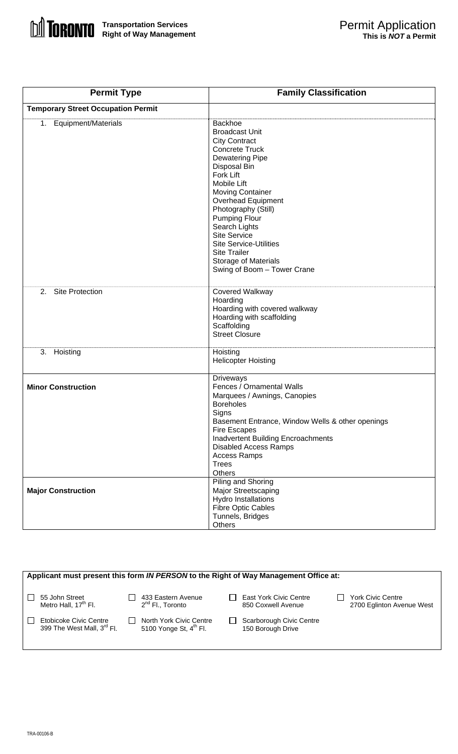**Transportation Services**
**Right of Way Management**

# Permit Application

**This is *NOT* a Permit**

| Permit Type | Family Classification |
| --- | --- |
| **Temporary Street Occupation Permit** | |
| 1. Equipment/Materials | Backhoe<br>Broadcast Unit<br>City Contract<br>Concrete Truck<br>Dewatering Pipe<br>Disposal Bin<br>Fork Lift<br>Mobile Lift<br>Moving Container<br>Overhead Equipment<br>Photography (Still)<br>Pumping Flour<br>Search Lights<br>Site Service<br>Site Service-Utilities<br>Site Trailer<br>Storage of Materials<br>Swing of Boom – Tower Crane |
| 2. Site Protection | Covered Walkway<br>Hoarding<br>Hoarding with covered walkway<br>Hoarding with scaffolding<br>Scaffolding<br>Street Closure |
| 3. Hoisting | Hoisting<br>Helicopter Hoisting |
| **Minor Construction** | Driveways<br>Fences / Ornamental Walls<br>Marquees / Awnings, Canopies<br>Boreholes<br>Signs<br>Basement Entrance, Window Wells & other openings<br>Fire Escapes<br>Inadvertent Building Encroachments<br>Disabled Access Ramps<br>Access Ramps<br>Trees<br>Others |
| **Major Construction** | Piling and Shoring<br>Major Streetscaping<br>Hydro Installations<br>Fibre Optic Cables<br>Tunnels, Bridges<br>Others |

**Applicant must present this form *IN PERSON* to the Right of Way Management Office at:**

- ☐ 55 John Street, Metro Hall, 17th Fl.
- ☐ 433 Eastern Avenue, 2nd Fl., Toronto
- ☐ East York Civic Centre, 850 Coxwell Avenue
- ☐ York Civic Centre, 2700 Eglinton Avenue West
- ☐ Etobicoke Civic Centre, 399 The West Mall, 3rd Fl.
- ☐ North York Civic Centre, 5100 Yonge St, 4th Fl.
- ☐ Scarborough Civic Centre, 150 Borough Drive

TRA-00106-B